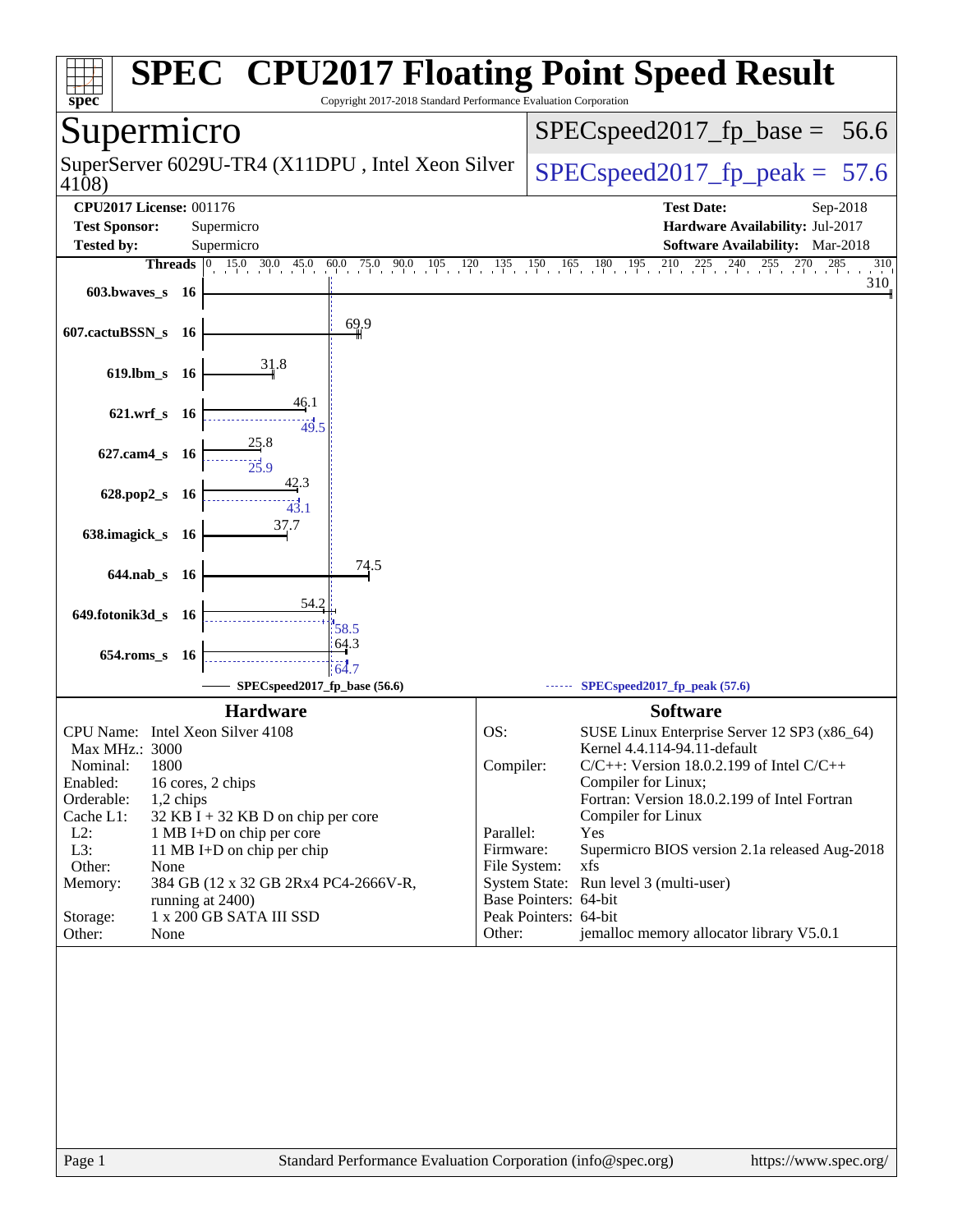# SPEC CPU2017 Floating Point Speed Result

Copyright 2017-2018 Standard Performance Evaluation Corporation

## Supermicro

SuperServer 6029U-TR4 (X11DPU , Intel Xeon Silver 4108)

SPECspeed2017_fp_base = 56.6

SPECspeed2017_fp_peak = 57.6

**CPU2017 License:** 001176
**Test Sponsor:** Supermicro
**Tested by:** Supermicro

**Test Date:** Sep-2018
**Hardware Availability:** Jul-2017
**Software Availability:** Mar-2018

| Benchmark | Threads | Base | Peak |
|---|---|---|---|
| 603.bwaves_s | 16 | 310 | |
| 607.cactuBSSN_s | 16 | 69.9 | |
| 619.lbm_s | 16 | 31.8 | |
| 621.wrf_s | 16 | 46.1 | 49.5 |
| 627.cam4_s | 16 | 25.8 | 25.9 |
| 628.pop2_s | 16 | 42.3 | 43.1 |
| 638.imagick_s | 16 | 37.7 | |
| 644.nab_s | 16 | 74.5 | |
| 649.fotonik3d_s | 16 | 54.2 | 58.5 |
| 654.roms_s | 16 | 64.3 | 64.7 |

SPECspeed2017_fp_base (56.6) — SPECspeed2017_fp_peak (57.6)

## Hardware

| | |
|---|---|
| CPU Name: | Intel Xeon Silver 4108 |
| Max MHz.: | 3000 |
| Nominal: | 1800 |
| Enabled: | 16 cores, 2 chips |
| Orderable: | 1,2 chips |
| Cache L1: | 32 KB I + 32 KB D on chip per core |
| L2: | 1 MB I+D on chip per core |
| L3: | 11 MB I+D on chip per chip |
| Other: | None |
| Memory: | 384 GB (12 x 32 GB 2Rx4 PC4-2666V-R, running at 2400) |
| Storage: | 1 x 200 GB SATA III SSD |
| Other: | None |

## Software

| | |
|---|---|
| OS: | SUSE Linux Enterprise Server 12 SP3 (x86_64) Kernel 4.4.114-94.11-default |
| Compiler: | C/C++: Version 18.0.2.199 of Intel C/C++ Compiler for Linux; Fortran: Version 18.0.2.199 of Intel Fortran Compiler for Linux |
| Parallel: | Yes |
| Firmware: | Supermicro BIOS version 2.1a released Aug-2018 |
| File System: | xfs |
| System State: | Run level 3 (multi-user) |
| Base Pointers: | 64-bit |
| Peak Pointers: | 64-bit |
| Other: | jemalloc memory allocator library V5.0.1 |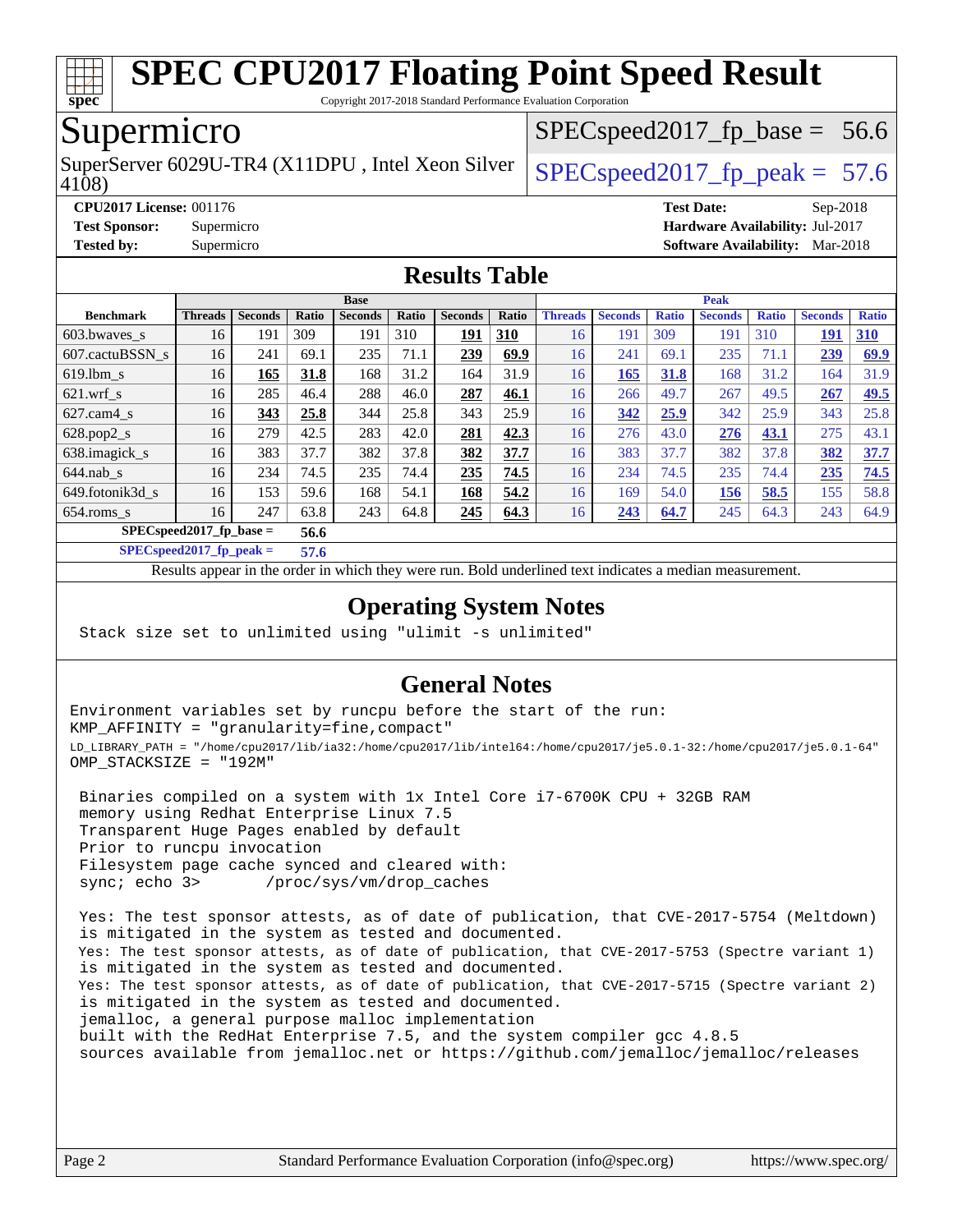# SPEC CPU2017 Floating Point Speed Result

Copyright 2017-2018 Standard Performance Evaluation Corporation

## Supermicro

SuperServer 6029U-TR4 (X11DPU , Intel Xeon Silver 4108)

SPECspeed2017_fp_base = 56.6

SPECspeed2017_fp_peak = 57.6

**CPU2017 License:** 001176
**Test Sponsor:** Supermicro
**Tested by:** Supermicro

**Test Date:** Sep-2018
**Hardware Availability:** Jul-2017
**Software Availability:** Mar-2018

## Results Table

| Benchmark | Base | | | | | | | Peak | | | | | | |
|---|---|---|---|---|---|---|---|---|---|---|---|---|---|---|
| | Threads | Seconds | Ratio | Seconds | Ratio | Seconds | Ratio | Threads | Seconds | Ratio | Seconds | Ratio | Seconds | Ratio |
| 603.bwaves_s | 16 | 191 | 309 | 191 | 310 | **191** | **310** | 16 | 191 | 309 | 191 | 310 | **191** | **310** |
| 607.cactuBSSN_s | 16 | 241 | 69.1 | 235 | 71.1 | **239** | **69.9** | 16 | 241 | 69.1 | 235 | 71.1 | **239** | **69.9** |
| 619.lbm_s | 16 | **165** | **31.8** | 168 | 31.2 | 164 | 31.9 | 16 | **165** | **31.8** | 168 | 31.2 | 164 | 31.9 |
| 621.wrf_s | 16 | 285 | 46.4 | 288 | 46.0 | **287** | **46.1** | 16 | 266 | 49.7 | 267 | 49.5 | **267** | **49.5** |
| 627.cam4_s | 16 | **343** | **25.8** | 344 | 25.8 | 343 | 25.9 | 16 | **342** | **25.9** | 342 | 25.9 | 343 | 25.8 |
| 628.pop2_s | 16 | 279 | 42.5 | 283 | 42.0 | **281** | **42.3** | 16 | 276 | 43.0 | **276** | **43.1** | 275 | 43.1 |
| 638.imagick_s | 16 | 383 | 37.7 | 382 | 37.8 | **382** | **37.7** | 16 | 383 | 37.7 | 382 | 37.8 | **382** | **37.7** |
| 644.nab_s | 16 | 234 | 74.5 | 235 | 74.4 | **235** | **74.5** | 16 | 234 | 74.5 | 235 | 74.4 | **235** | **74.5** |
| 649.fotonik3d_s | 16 | 153 | 59.6 | 168 | 54.1 | **168** | **54.2** | 16 | 169 | 54.0 | **156** | **58.5** | 155 | 58.8 |
| 654.roms_s | 16 | 247 | 63.8 | 243 | 64.8 | **245** | **64.3** | 16 | **243** | **64.7** | 245 | 64.3 | 243 | 64.9 |

**SPECspeed2017_fp_base = 56.6**

**SPECspeed2017_fp_peak = 57.6**

Results appear in the order in which they were run. Bold underlined text indicates a median measurement.

## Operating System Notes

```
Stack size set to unlimited using "ulimit -s unlimited"
```

## General Notes

```
Environment variables set by runcpu before the start of the run:
KMP_AFFINITY = "granularity=fine,compact"
LD_LIBRARY_PATH = "/home/cpu2017/lib/ia32:/home/cpu2017/lib/intel64:/home/cpu2017/je5.0.1-32:/home/cpu2017/je5.0.1-64"
OMP_STACKSIZE = "192M"

 Binaries compiled on a system with 1x Intel Core i7-6700K CPU + 32GB RAM
 memory using Redhat Enterprise Linux 7.5
 Transparent Huge Pages enabled by default
 Prior to runcpu invocation
 Filesystem page cache synced and cleared with:
 sync; echo 3>       /proc/sys/vm/drop_caches

 Yes: The test sponsor attests, as of date of publication, that CVE-2017-5754 (Meltdown)
 is mitigated in the system as tested and documented.
 Yes: The test sponsor attests, as of date of publication, that CVE-2017-5753 (Spectre variant 1)
 is mitigated in the system as tested and documented.
 Yes: The test sponsor attests, as of date of publication, that CVE-2017-5715 (Spectre variant 2)
 is mitigated in the system as tested and documented.
 jemalloc, a general purpose malloc implementation
 built with the RedHat Enterprise 7.5, and the system compiler gcc 4.8.5
 sources available from jemalloc.net or https://github.com/jemalloc/jemalloc/releases
```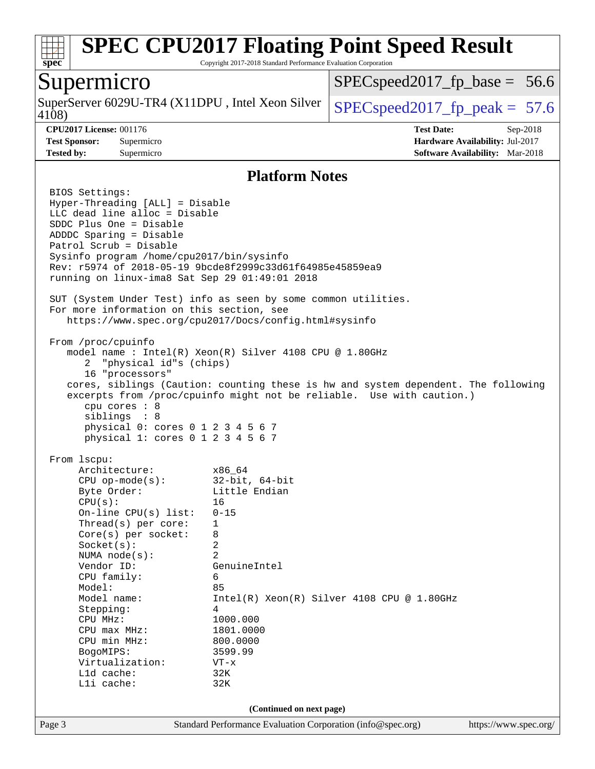# SPEC CPU2017 Floating Point Speed Result

Copyright 2017-2018 Standard Performance Evaluation Corporation

## Supermicro

SuperServer 6029U-TR4 (X11DPU , Intel Xeon Silver 4108)

SPECspeed2017_fp_base = 56.6

SPECspeed2017_fp_peak = 57.6

**CPU2017 License:** 001176
**Test Sponsor:** Supermicro
**Tested by:** Supermicro

**Test Date:** Sep-2018
**Hardware Availability:** Jul-2017
**Software Availability:** Mar-2018

## Platform Notes

```
BIOS Settings:
Hyper-Threading [ALL] = Disable
LLC dead line alloc = Disable
SDDC Plus One = Disable
ADDDC Sparing = Disable
Patrol Scrub = Disable
Sysinfo program /home/cpu2017/bin/sysinfo
Rev: r5974 of 2018-05-19 9bcde8f2999c33d61f64985e45859ea9
running on linux-ima8 Sat Sep 29 01:49:01 2018

SUT (System Under Test) info as seen by some common utilities.
For more information on this section, see
   https://www.spec.org/cpu2017/Docs/config.html#sysinfo

From /proc/cpuinfo
   model name : Intel(R) Xeon(R) Silver 4108 CPU @ 1.80GHz
      2  "physical id"s (chips)
      16 "processors"
   cores, siblings (Caution: counting these is hw and system dependent. The following
   excerpts from /proc/cpuinfo might not be reliable.  Use with caution.)
      cpu cores : 8
      siblings  : 8
      physical 0: cores 0 1 2 3 4 5 6 7
      physical 1: cores 0 1 2 3 4 5 6 7

From lscpu:
     Architecture:          x86_64
     CPU op-mode(s):        32-bit, 64-bit
     Byte Order:            Little Endian
     CPU(s):                16
     On-line CPU(s) list:   0-15
     Thread(s) per core:    1
     Core(s) per socket:    8
     Socket(s):             2
     NUMA node(s):          2
     Vendor ID:             GenuineIntel
     CPU family:            6
     Model:                 85
     Model name:            Intel(R) Xeon(R) Silver 4108 CPU @ 1.80GHz
     Stepping:              4
     CPU MHz:               1000.000
     CPU max MHz:           1801.0000
     CPU min MHz:           800.0000
     BogoMIPS:              3599.99
     Virtualization:        VT-x
     L1d cache:             32K
     L1i cache:             32K
```

(Continued on next page)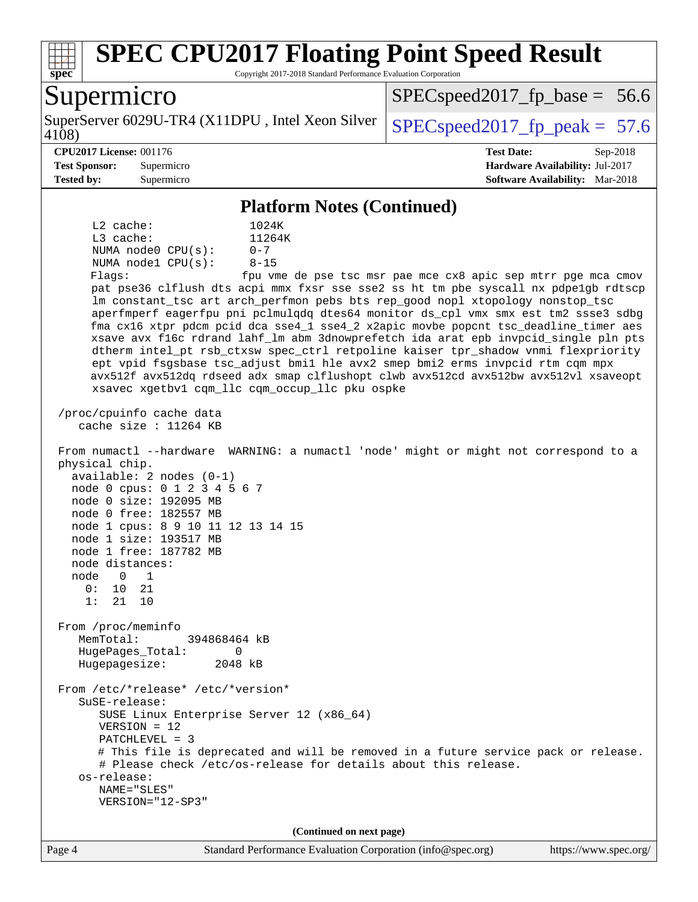## Platform Notes (Continued)

```
     L2 cache:              1024K
     L3 cache:              11264K
     NUMA node0 CPU(s):     0-7
     NUMA node1 CPU(s):     8-15
     Flags:                 fpu vme de pse tsc msr pae mce cx8 apic sep mtrr pge mca cmov
     pat pse36 clflush dts acpi mmx fxsr sse sse2 ss ht tm pbe syscall nx pdpe1gb rdtscp
     lm constant_tsc art arch_perfmon pebs bts rep_good nopl xtopology nonstop_tsc
     aperfmperf eagerfpu pni pclmulqdq dtes64 monitor ds_cpl vmx smx est tm2 ssse3 sdbg
     fma cx16 xtpr pdcm pcid dca sse4_1 sse4_2 x2apic movbe popcnt tsc_deadline_timer aes
     xsave avx f16c rdrand lahf_lm abm 3dnowprefetch ida arat epb invpcid_single pln pts
     dtherm intel_pt rsb_ctxsw spec_ctrl retpoline kaiser tpr_shadow vnmi flexpriority
     ept vpid fsgsbase tsc_adjust bmi1 hle avx2 smep bmi2 erms invpcid rtm cqm mpx
     avx512f avx512dq rdseed adx smap clflushopt clwb avx512cd avx512bw avx512vl xsaveopt
     xsavec xgetbv1 cqm_llc cqm_occup_llc pku ospke

 /proc/cpuinfo cache data
    cache size : 11264 KB

 From numactl --hardware  WARNING: a numactl 'node' might or might not correspond to a
 physical chip.
   available: 2 nodes (0-1)
   node 0 cpus: 0 1 2 3 4 5 6 7
   node 0 size: 192095 MB
   node 0 free: 182557 MB
   node 1 cpus: 8 9 10 11 12 13 14 15
   node 1 size: 193517 MB
   node 1 free: 187782 MB
   node distances:
   node   0   1
     0:  10  21
     1:  21  10

 From /proc/meminfo
    MemTotal:       394868464 kB
    HugePages_Total:       0
    Hugepagesize:       2048 kB

 From /etc/*release* /etc/*version*
    SuSE-release:
       SUSE Linux Enterprise Server 12 (x86_64)
       VERSION = 12
       PATCHLEVEL = 3
       # This file is deprecated and will be removed in a future service pack or release.
       # Please check /etc/os-release for details about this release.
    os-release:
       NAME="SLES"
       VERSION="12-SP3"
```

**(Continued on next page)**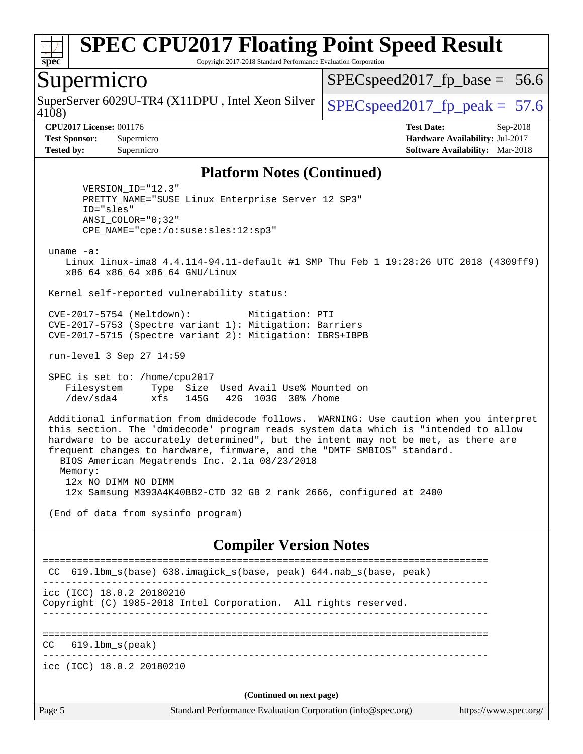# SPEC CPU2017 Floating Point Speed Result

Copyright 2017-2018 Standard Performance Evaluation Corporation

## Supermicro

SuperServer 6029U-TR4 (X11DPU , Intel Xeon Silver 4108)

SPECspeed2017_fp_base = 56.6

SPECspeed2017_fp_peak = 57.6

**CPU2017 License:** 001176
**Test Sponsor:** Supermicro
**Tested by:** Supermicro

**Test Date:** Sep-2018
**Hardware Availability:** Jul-2017
**Software Availability:** Mar-2018

### Platform Notes (Continued)

```
      VERSION_ID="12.3"
      PRETTY_NAME="SUSE Linux Enterprise Server 12 SP3"
      ID="sles"
      ANSI_COLOR="0;32"
      CPE_NAME="cpe:/o:suse:sles:12:sp3"

 uname -a:
    Linux linux-ima8 4.4.114-94.11-default #1 SMP Thu Feb 1 19:28:26 UTC 2018 (4309ff9)
    x86_64 x86_64 x86_64 GNU/Linux

 Kernel self-reported vulnerability status:

 CVE-2017-5754 (Meltdown):          Mitigation: PTI
 CVE-2017-5753 (Spectre variant 1): Mitigation: Barriers
 CVE-2017-5715 (Spectre variant 2): Mitigation: IBRS+IBPB

 run-level 3 Sep 27 14:59

 SPEC is set to: /home/cpu2017
    Filesystem     Type  Size  Used Avail Use% Mounted on
    /dev/sda4      xfs   145G   42G  103G  30% /home

 Additional information from dmidecode follows.  WARNING: Use caution when you interpret
 this section. The 'dmidecode' program reads system data which is "intended to allow
 hardware to be accurately determined", but the intent may not be met, as there are
 frequent changes to hardware, firmware, and the "DMTF SMBIOS" standard.
   BIOS American Megatrends Inc. 2.1a 08/23/2018
   Memory:
    12x NO DIMM NO DIMM
    12x Samsung M393A4K40BB2-CTD 32 GB 2 rank 2666, configured at 2400

 (End of data from sysinfo program)
```

### Compiler Version Notes

```
==============================================================================
 CC  619.lbm_s(base) 638.imagick_s(base, peak) 644.nab_s(base, peak)
------------------------------------------------------------------------------
icc (ICC) 18.0.2 20180210
Copyright (C) 1985-2018 Intel Corporation.  All rights reserved.
------------------------------------------------------------------------------

==============================================================================
CC   619.lbm_s(peak)
------------------------------------------------------------------------------
icc (ICC) 18.0.2 20180210
```

**(Continued on next page)**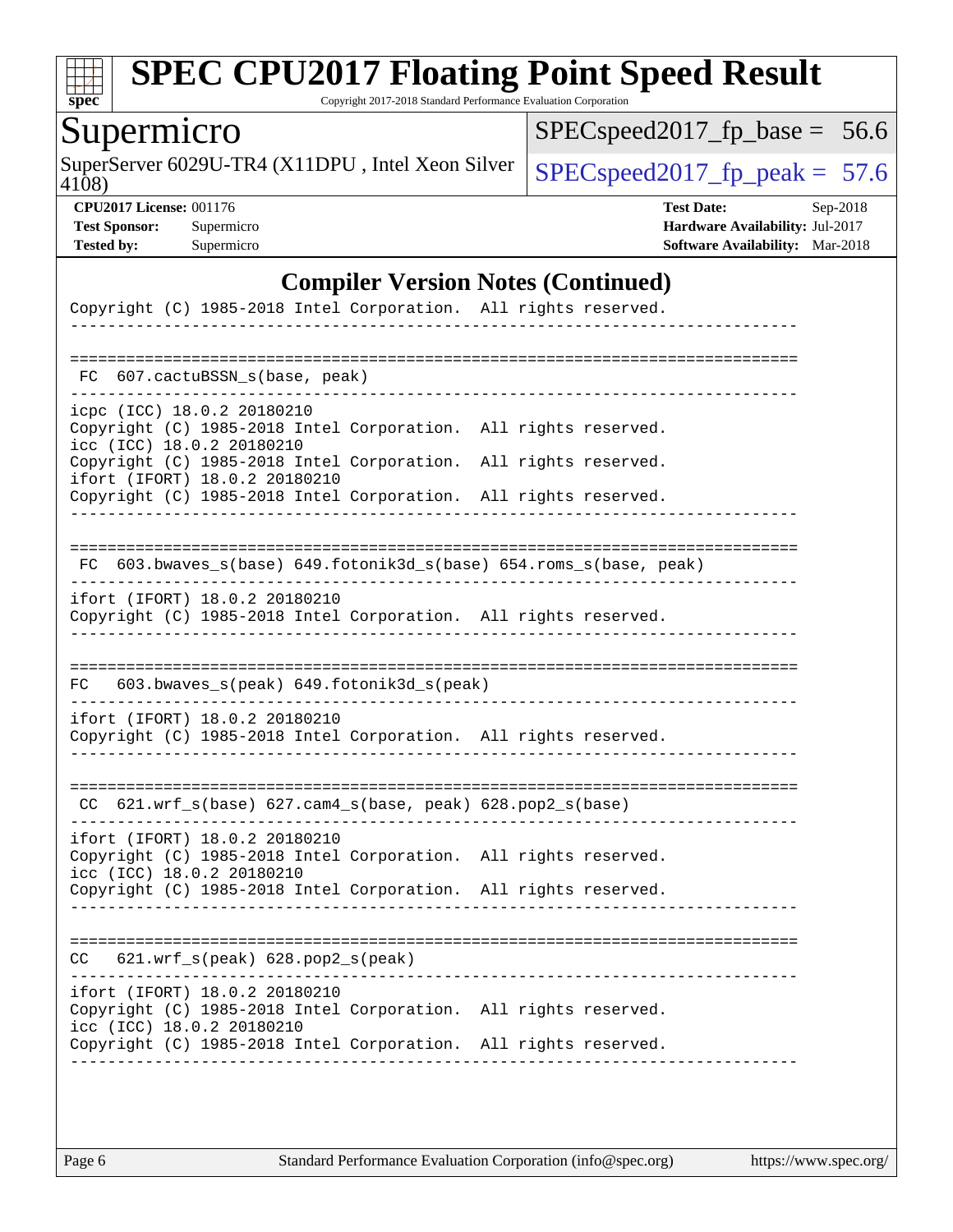## Compiler Version Notes (Continued)

```
Copyright (C) 1985-2018 Intel Corporation.  All rights reserved.
------------------------------------------------------------------------------

==============================================================================
 FC  607.cactuBSSN_s(base, peak)
------------------------------------------------------------------------------
icpc (ICC) 18.0.2 20180210
Copyright (C) 1985-2018 Intel Corporation.  All rights reserved.
icc (ICC) 18.0.2 20180210
Copyright (C) 1985-2018 Intel Corporation.  All rights reserved.
ifort (IFORT) 18.0.2 20180210
Copyright (C) 1985-2018 Intel Corporation.  All rights reserved.
------------------------------------------------------------------------------

==============================================================================
 FC  603.bwaves_s(base) 649.fotonik3d_s(base) 654.roms_s(base, peak)
------------------------------------------------------------------------------
ifort (IFORT) 18.0.2 20180210
Copyright (C) 1985-2018 Intel Corporation.  All rights reserved.
------------------------------------------------------------------------------

==============================================================================
FC   603.bwaves_s(peak) 649.fotonik3d_s(peak)
------------------------------------------------------------------------------
ifort (IFORT) 18.0.2 20180210
Copyright (C) 1985-2018 Intel Corporation.  All rights reserved.
------------------------------------------------------------------------------

==============================================================================
 CC  621.wrf_s(base) 627.cam4_s(base, peak) 628.pop2_s(base)
------------------------------------------------------------------------------
ifort (IFORT) 18.0.2 20180210
Copyright (C) 1985-2018 Intel Corporation.  All rights reserved.
icc (ICC) 18.0.2 20180210
Copyright (C) 1985-2018 Intel Corporation.  All rights reserved.
------------------------------------------------------------------------------

==============================================================================
CC   621.wrf_s(peak) 628.pop2_s(peak)
------------------------------------------------------------------------------
ifort (IFORT) 18.0.2 20180210
Copyright (C) 1985-2018 Intel Corporation.  All rights reserved.
icc (ICC) 18.0.2 20180210
Copyright (C) 1985-2018 Intel Corporation.  All rights reserved.
------------------------------------------------------------------------------
```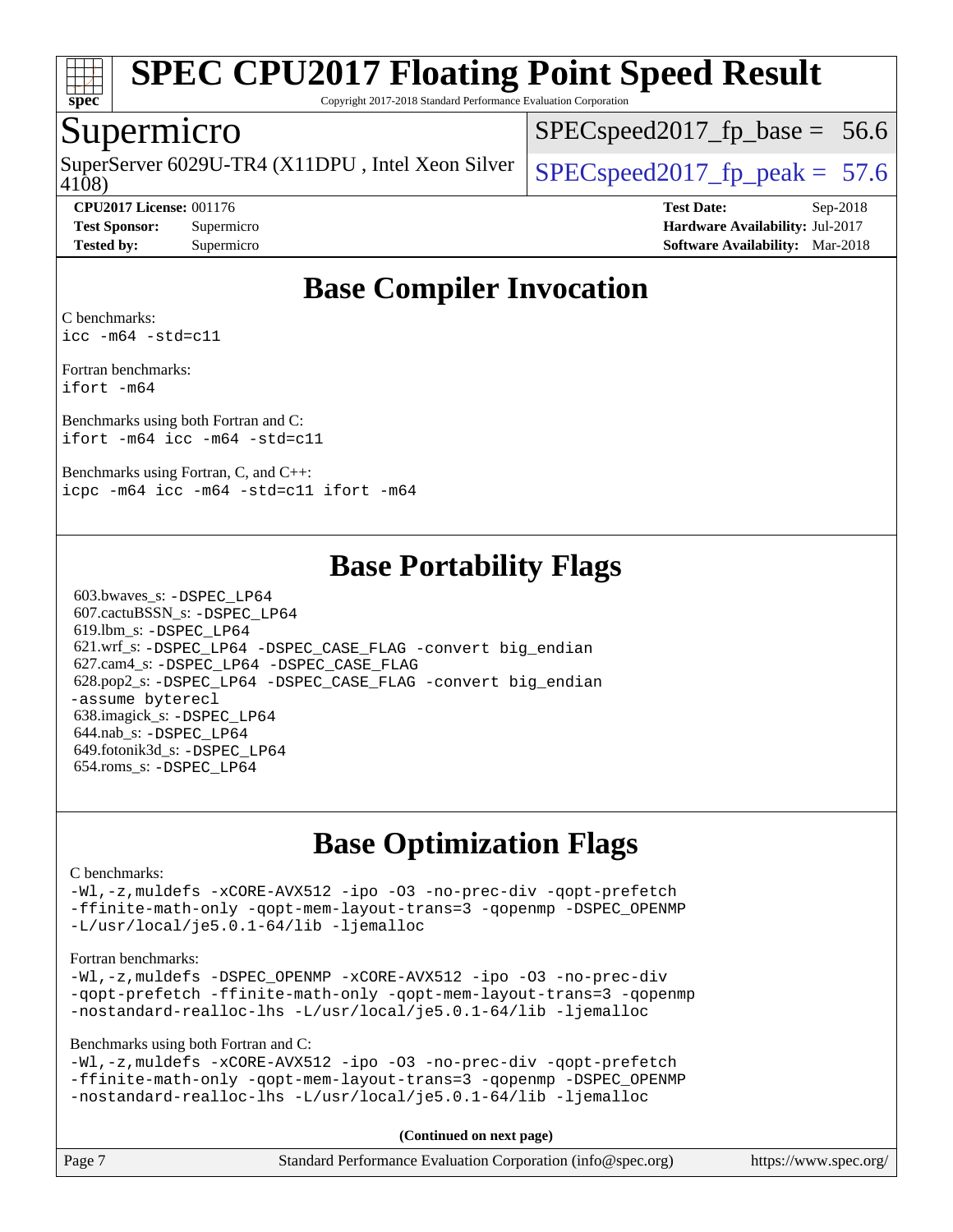# SPEC CPU2017 Floating Point Speed Result

Copyright 2017-2018 Standard Performance Evaluation Corporation

## Supermicro

SuperServer 6029U-TR4 (X11DPU , Intel Xeon Silver 4108)

SPECspeed2017_fp_base = 56.6

SPECspeed2017_fp_peak = 57.6

**CPU2017 License:** 001176
**Test Sponsor:** Supermicro
**Tested by:** Supermicro

**Test Date:** Sep-2018
**Hardware Availability:** Jul-2017
**Software Availability:** Mar-2018

## Base Compiler Invocation

C benchmarks:
```
icc -m64 -std=c11
```

Fortran benchmarks:
```
ifort -m64
```

Benchmarks using both Fortran and C:
```
ifort -m64 icc -m64 -std=c11
```

Benchmarks using Fortran, C, and C++:
```
icpc -m64 icc -m64 -std=c11 ifort -m64
```

## Base Portability Flags

603.bwaves_s: -DSPEC_LP64
607.cactuBSSN_s: -DSPEC_LP64
619.lbm_s: -DSPEC_LP64
621.wrf_s: -DSPEC_LP64 -DSPEC_CASE_FLAG -convert big_endian
627.cam4_s: -DSPEC_LP64 -DSPEC_CASE_FLAG
628.pop2_s: -DSPEC_LP64 -DSPEC_CASE_FLAG -convert big_endian -assume byterecl
638.imagick_s: -DSPEC_LP64
644.nab_s: -DSPEC_LP64
649.fotonik3d_s: -DSPEC_LP64
654.roms_s: -DSPEC_LP64

## Base Optimization Flags

C benchmarks:
```
-Wl,-z,muldefs -xCORE-AVX512 -ipo -O3 -no-prec-div -qopt-prefetch
-ffinite-math-only -qopt-mem-layout-trans=3 -qopenmp -DSPEC_OPENMP
-L/usr/local/je5.0.1-64/lib -ljemalloc
```

Fortran benchmarks:
```
-Wl,-z,muldefs -DSPEC_OPENMP -xCORE-AVX512 -ipo -O3 -no-prec-div
-qopt-prefetch -ffinite-math-only -qopt-mem-layout-trans=3 -qopenmp
-nostandard-realloc-lhs -L/usr/local/je5.0.1-64/lib -ljemalloc
```

Benchmarks using both Fortran and C:
```
-Wl,-z,muldefs -xCORE-AVX512 -ipo -O3 -no-prec-div -qopt-prefetch
-ffinite-math-only -qopt-mem-layout-trans=3 -qopenmp -DSPEC_OPENMP
-nostandard-realloc-lhs -L/usr/local/je5.0.1-64/lib -ljemalloc
```

**(Continued on next page)**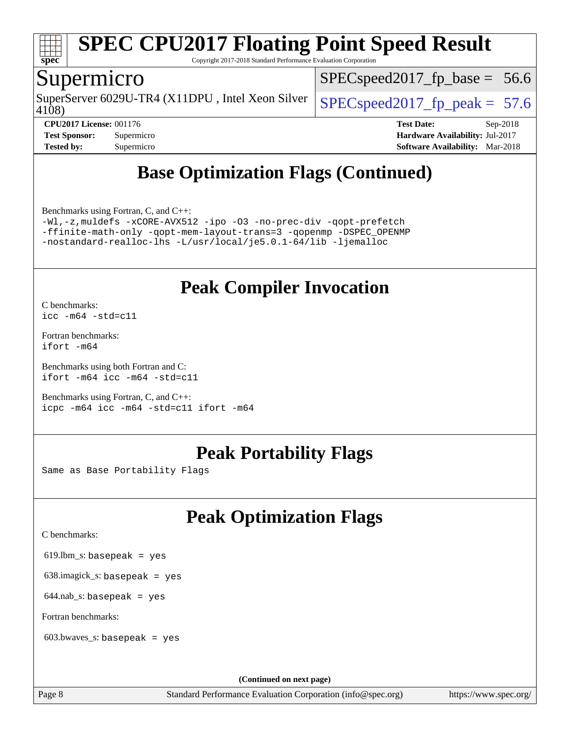## Base Optimization Flags (Continued)

Benchmarks using Fortran, C, and C++:

```
-Wl,-z,muldefs -xCORE-AVX512 -ipo -O3 -no-prec-div -qopt-prefetch
-ffinite-math-only -qopt-mem-layout-trans=3 -qopenmp -DSPEC_OPENMP
-nostandard-realloc-lhs -L/usr/local/je5.0.1-64/lib -ljemalloc
```

## Peak Compiler Invocation

C benchmarks:
`icc -m64 -std=c11`

Fortran benchmarks:
`ifort -m64`

Benchmarks using both Fortran and C:
`ifort -m64 icc -m64 -std=c11`

Benchmarks using Fortran, C, and C++:
`icpc -m64 icc -m64 -std=c11 ifort -m64`

## Peak Portability Flags

Same as Base Portability Flags

## Peak Optimization Flags

C benchmarks:

619.lbm_s: `basepeak = yes`

638.imagick_s: `basepeak = yes`

644.nab_s: `basepeak = yes`

Fortran benchmarks:

603.bwaves_s: `basepeak = yes`

**(Continued on next page)**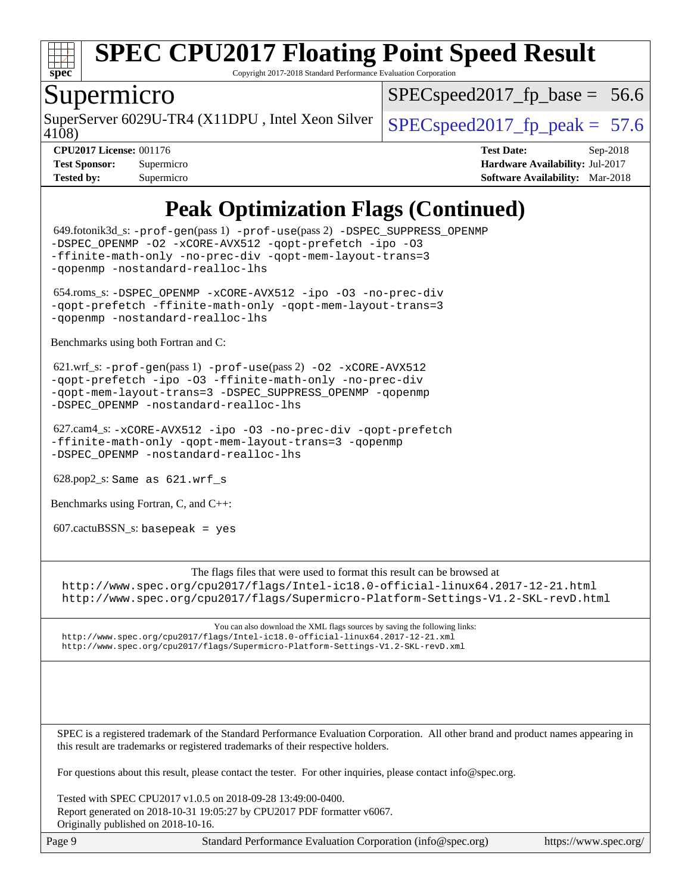# Peak Optimization Flags (Continued)

649.fotonik3d_s: -prof-gen(pass 1) -prof-use(pass 2) -DSPEC_SUPPRESS_OPENMP -DSPEC_OPENMP -O2 -xCORE-AVX512 -qopt-prefetch -ipo -O3 -ffinite-math-only -no-prec-div -qopt-mem-layout-trans=3 -qopenmp -nostandard-realloc-lhs

654.roms_s: -DSPEC_OPENMP -xCORE-AVX512 -ipo -O3 -no-prec-div -qopt-prefetch -ffinite-math-only -qopt-mem-layout-trans=3 -qopenmp -nostandard-realloc-lhs

Benchmarks using both Fortran and C:

621.wrf_s: -prof-gen(pass 1) -prof-use(pass 2) -O2 -xCORE-AVX512 -qopt-prefetch -ipo -O3 -ffinite-math-only -no-prec-div -qopt-mem-layout-trans=3 -DSPEC_SUPPRESS_OPENMP -qopenmp -DSPEC_OPENMP -nostandard-realloc-lhs

627.cam4_s: -xCORE-AVX512 -ipo -O3 -no-prec-div -qopt-prefetch -ffinite-math-only -qopt-mem-layout-trans=3 -qopenmp -DSPEC_OPENMP -nostandard-realloc-lhs

628.pop2_s: Same as 621.wrf_s

Benchmarks using Fortran, C, and C++:

607.cactuBSSN_s: basepeak = yes

The flags files that were used to format this result can be browsed at
http://www.spec.org/cpu2017/flags/Intel-ic18.0-official-linux64.2017-12-21.html
http://www.spec.org/cpu2017/flags/Supermicro-Platform-Settings-V1.2-SKL-revD.html

You can also download the XML flags sources by saving the following links:
http://www.spec.org/cpu2017/flags/Intel-ic18.0-official-linux64.2017-12-21.xml
http://www.spec.org/cpu2017/flags/Supermicro-Platform-Settings-V1.2-SKL-revD.xml

SPEC is a registered trademark of the Standard Performance Evaluation Corporation. All other brand and product names appearing in this result are trademarks or registered trademarks of their respective holders.

For questions about this result, please contact the tester. For other inquiries, please contact info@spec.org.

Tested with SPEC CPU2017 v1.0.5 on 2018-09-28 13:49:00-0400.
Report generated on 2018-10-31 19:05:27 by CPU2017 PDF formatter v6067.
Originally published on 2018-10-16.